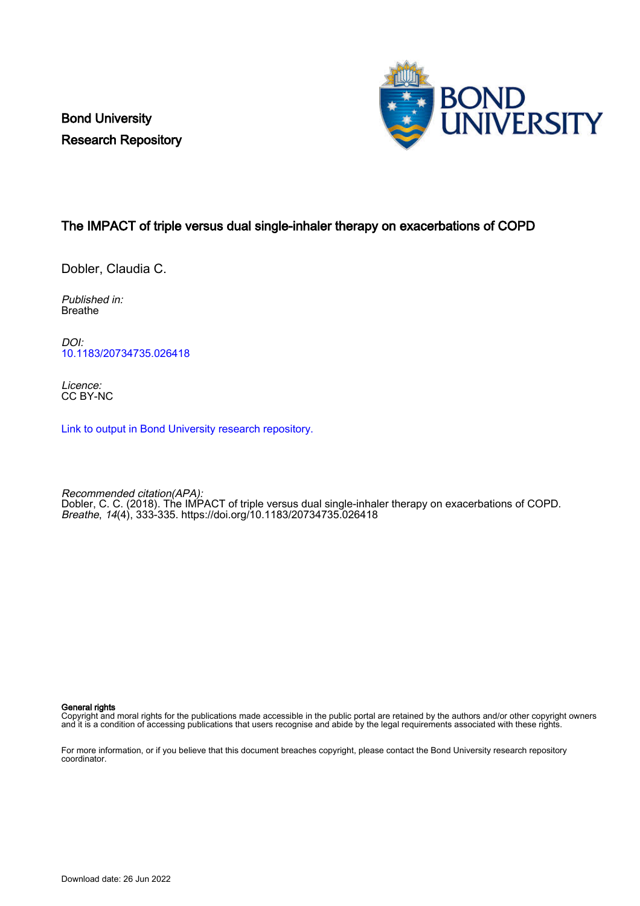Bond University
Research Repository

# The IMPACT of triple versus dual single-inhaler therapy on exacerbations of COPD

Dobler, Claudia C.

*Published in:*
Breathe

*DOI:*
10.1183/20734735.026418

*Licence:*
CC BY-NC

Link to output in Bond University research repository.

*Recommended citation(APA):*
Dobler, C. C. (2018). The IMPACT of triple versus dual single-inhaler therapy on exacerbations of COPD. *Breathe*, *14*(4), 333-335. https://doi.org/10.1183/20734735.026418

**General rights**
Copyright and moral rights for the publications made accessible in the public portal are retained by the authors and/or other copyright owners and it is a condition of accessing publications that users recognise and abide by the legal requirements associated with these rights.

For more information, or if you believe that this document breaches copyright, please contact the Bond University research repository coordinator.

Download date: 26 Jun 2022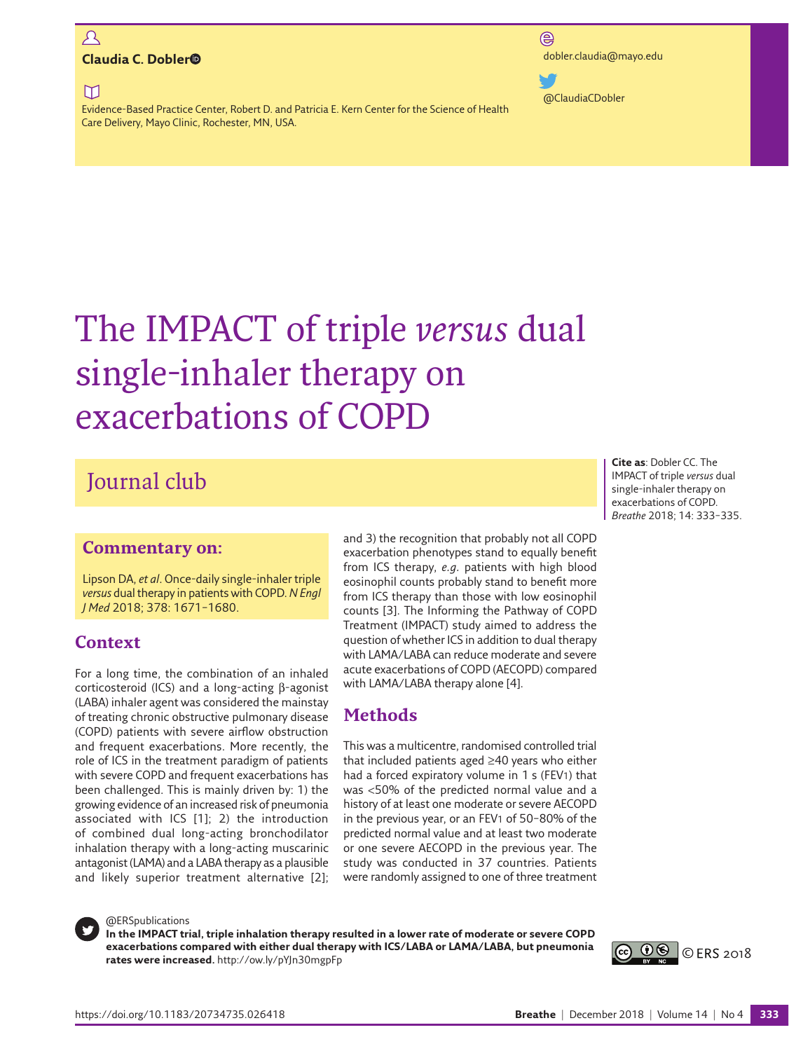**Claudia C. Dobler**

Evidence-Based Practice Center, Robert D. and Patricia E. Kern Center for the Science of Health Care Delivery, Mayo Clinic, Rochester, MN, USA.

dobler.claudia@mayo.edu

@ClaudiaCDobler

# The IMPACT of triple *versus* dual single-inhaler therapy on exacerbations of COPD

## Journal club

**Cite as**: Dobler CC. The IMPACT of triple *versus* dual single-inhaler therapy on exacerbations of COPD. *Breathe* 2018; 14: 333–335.

### Commentary on:

Lipson DA, *et al*. Once-daily single-inhaler triple *versus* dual therapy in patients with COPD. *N Engl J Med* 2018; 378: 1671–1680.

### Context

For a long time, the combination of an inhaled corticosteroid (ICS) and a long-acting β-agonist (LABA) inhaler agent was considered the mainstay of treating chronic obstructive pulmonary disease (COPD) patients with severe airflow obstruction and frequent exacerbations. More recently, the role of ICS in the treatment paradigm of patients with severe COPD and frequent exacerbations has been challenged. This is mainly driven by: 1) the growing evidence of an increased risk of pneumonia associated with ICS [1]; 2) the introduction of combined dual long-acting bronchodilator inhalation therapy with a long-acting muscarinic antagonist (LAMA) and a LABA therapy as a plausible and likely superior treatment alternative [2]; and 3) the recognition that probably not all COPD exacerbation phenotypes stand to equally benefit from ICS therapy, *e.g.* patients with high blood eosinophil counts probably stand to benefit more from ICS therapy than those with low eosinophil counts [3]. The Informing the Pathway of COPD Treatment (IMPACT) study aimed to address the question of whether ICS in addition to dual therapy with LAMA/LABA can reduce moderate and severe acute exacerbations of COPD (AECOPD) compared with LAMA/LABA therapy alone [4].

### Methods

This was a multicentre, randomised controlled trial that included patients aged ≥40 years who either had a forced expiratory volume in 1 s ($FEV_1$) that was <50% of the predicted normal value and a history of at least one moderate or severe AECOPD in the previous year, or an $FEV_1$ of 50–80% of the predicted normal value and at least two moderate or one severe AECOPD in the previous year. The study was conducted in 37 countries. Patients were randomly assigned to one of three treatment

@ERSpublications
**In the IMPACT trial, triple inhalation therapy resulted in a lower rate of moderate or severe COPD exacerbations compared with either dual therapy with ICS/LABA or LAMA/LABA, but pneumonia rates were increased.** http://ow.ly/pYJn30mgpFp

© ERS 2018

https://doi.org/10.1183/20734735.026418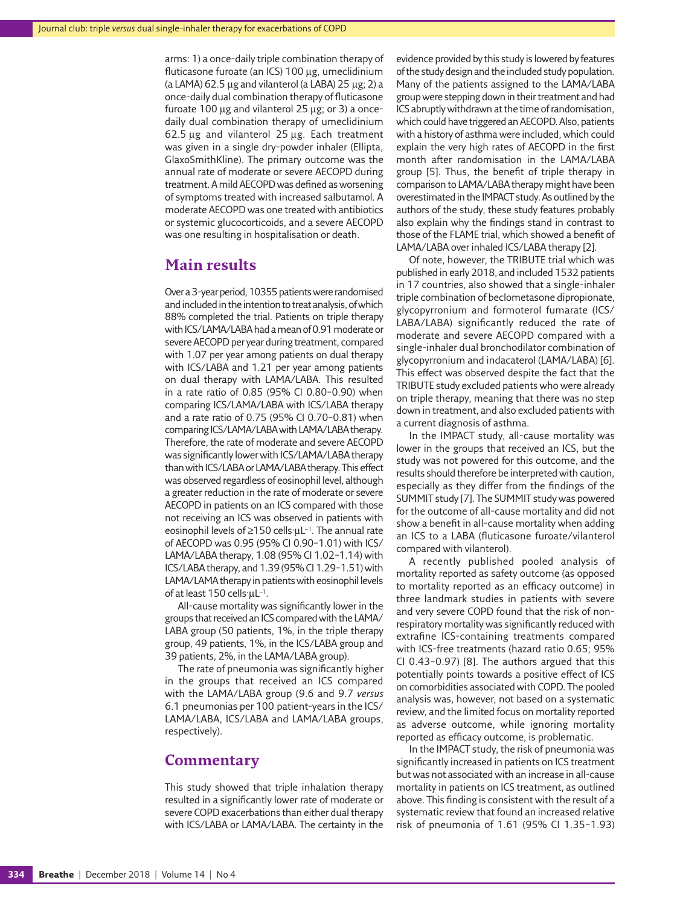arms: 1) a once-daily triple combination therapy of fluticasone furoate (an ICS) 100 µg, umeclidinium (a LAMA) 62.5 µg and vilanterol (a LABA) 25 µg; 2) a once-daily dual combination therapy of fluticasone furoate 100 µg and vilanterol 25 µg; or 3) a once-daily dual combination therapy of umeclidinium 62.5 µg and vilanterol 25 µg. Each treatment was given in a single dry-powder inhaler (Ellipta, GlaxoSmithKline). The primary outcome was the annual rate of moderate or severe AECOPD during treatment. A mild AECOPD was defined as worsening of symptoms treated with increased salbutamol. A moderate AECOPD was one treated with antibiotics or systemic glucocorticoids, and a severe AECOPD was one resulting in hospitalisation or death.

## Main results

Over a 3-year period, 10355 patients were randomised and included in the intention to treat analysis, of which 88% completed the trial. Patients on triple therapy with ICS/LAMA/LABA had a mean of 0.91 moderate or severe AECOPD per year during treatment, compared with 1.07 per year among patients on dual therapy with ICS/LABA and 1.21 per year among patients on dual therapy with LAMA/LABA. This resulted in a rate ratio of 0.85 (95% CI 0.80–0.90) when comparing ICS/LAMA/LABA with ICS/LABA therapy and a rate ratio of 0.75 (95% CI 0.70–0.81) when comparing ICS/LAMA/LABA with LAMA/LABA therapy. Therefore, the rate of moderate and severe AECOPD was significantly lower with ICS/LAMA/LABA therapy than with ICS/LABA or LAMA/LABA therapy. This effect was observed regardless of eosinophil level, although a greater reduction in the rate of moderate or severe AECOPD in patients on an ICS compared with those not receiving an ICS was observed in patients with eosinophil levels of ≥150 cells·µL$^{-1}$. The annual rate of AECOPD was 0.95 (95% CI 0.90–1.01) with ICS/LAMA/LABA therapy, 1.08 (95% CI 1.02–1.14) with ICS/LABA therapy, and 1.39 (95% CI 1.29–1.51) with LAMA/LAMA therapy in patients with eosinophil levels of at least 150 cells·µL$^{-1}$.

All-cause mortality was significantly lower in the groups that received an ICS compared with the LAMA/LABA group (50 patients, 1%, in the triple therapy group, 49 patients, 1%, in the ICS/LABA group and 39 patients, 2%, in the LAMA/LABA group).

The rate of pneumonia was significantly higher in the groups that received an ICS compared with the LAMA/LABA group (9.6 and 9.7 *versus* 6.1 pneumonias per 100 patient-years in the ICS/LAMA/LABA, ICS/LABA and LAMA/LABA groups, respectively).

## Commentary

This study showed that triple inhalation therapy resulted in a significantly lower rate of moderate or severe COPD exacerbations than either dual therapy with ICS/LABA or LAMA/LABA. The certainty in the evidence provided by this study is lowered by features of the study design and the included study population. Many of the patients assigned to the LAMA/LABA group were stepping down in their treatment and had ICS abruptly withdrawn at the time of randomisation, which could have triggered an AECOPD. Also, patients with a history of asthma were included, which could explain the very high rates of AECOPD in the first month after randomisation in the LAMA/LABA group [5]. Thus, the benefit of triple therapy in comparison to LAMA/LABA therapy might have been overestimated in the IMPACT study. As outlined by the authors of the study, these study features probably also explain why the findings stand in contrast to those of the FLAME trial, which showed a benefit of LAMA/LABA over inhaled ICS/LABA therapy [2].

Of note, however, the TRIBUTE trial which was published in early 2018, and included 1532 patients in 17 countries, also showed that a single-inhaler triple combination of beclometasone dipropionate, glycopyrronium and formoterol fumarate (ICS/LABA/LABA) significantly reduced the rate of moderate and severe AECOPD compared with a single-inhaler dual bronchodilator combination of glycopyrronium and indacaterol (LAMA/LABA) [6]. This effect was observed despite the fact that the TRIBUTE study excluded patients who were already on triple therapy, meaning that there was no step down in treatment, and also excluded patients with a current diagnosis of asthma.

In the IMPACT study, all-cause mortality was lower in the groups that received an ICS, but the study was not powered for this outcome, and the results should therefore be interpreted with caution, especially as they differ from the findings of the SUMMIT study [7]. The SUMMIT study was powered for the outcome of all-cause mortality and did not show a benefit in all-cause mortality when adding an ICS to a LABA (fluticasone furoate/vilanterol compared with vilanterol).

A recently published pooled analysis of mortality reported as safety outcome (as opposed to mortality reported as an efficacy outcome) in three landmark studies in patients with severe and very severe COPD found that the risk of non-respiratory mortality was significantly reduced with extrafine ICS-containing treatments compared with ICS-free treatments (hazard ratio 0.65; 95% CI 0.43–0.97) [8]. The authors argued that this potentially points towards a positive effect of ICS on comorbidities associated with COPD. The pooled analysis was, however, not based on a systematic review, and the limited focus on mortality reported as adverse outcome, while ignoring mortality reported as efficacy outcome, is problematic.

In the IMPACT study, the risk of pneumonia was significantly increased in patients on ICS treatment but was not associated with an increase in all-cause mortality in patients on ICS treatment, as outlined above. This finding is consistent with the result of a systematic review that found an increased relative risk of pneumonia of 1.61 (95% CI 1.35–1.93)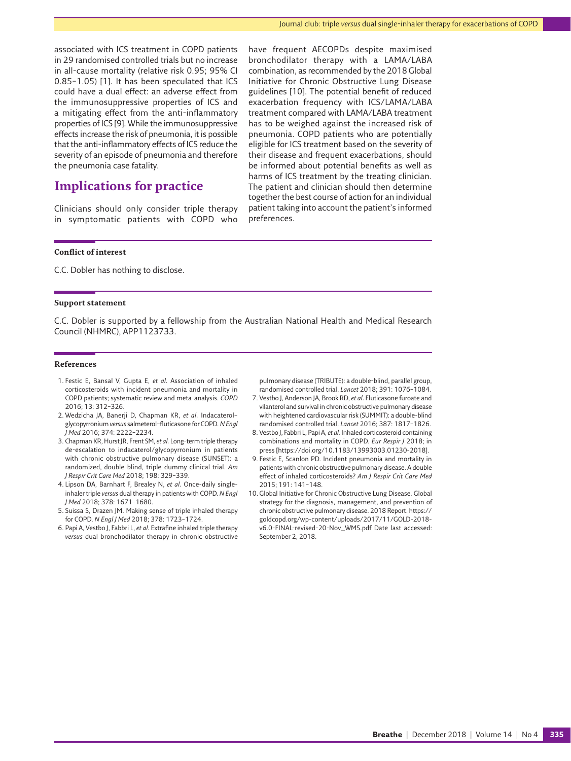associated with ICS treatment in COPD patients in 29 randomised controlled trials but no increase in all-cause mortality (relative risk 0.95; 95% CI 0.85–1.05) [1]. It has been speculated that ICS could have a dual effect: an adverse effect from the immunosuppressive properties of ICS and a mitigating effect from the anti-inflammatory properties of ICS [9]. While the immunosuppressive effects increase the risk of pneumonia, it is possible that the anti-inflammatory effects of ICS reduce the severity of an episode of pneumonia and therefore the pneumonia case fatality.

## Implications for practice

Clinicians should only consider triple therapy in symptomatic patients with COPD who have frequent AECOPDs despite maximised bronchodilator therapy with a LAMA/LABA combination, as recommended by the 2018 Global Initiative for Chronic Obstructive Lung Disease guidelines [10]. The potential benefit of reduced exacerbation frequency with ICS/LAMA/LABA treatment compared with LAMA/LABA treatment has to be weighed against the increased risk of pneumonia. COPD patients who are potentially eligible for ICS treatment based on the severity of their disease and frequent exacerbations, should be informed about potential benefits as well as harms of ICS treatment by the treating clinician. The patient and clinician should then determine together the best course of action for an individual patient taking into account the patient's informed preferences.

#### Conflict of interest

C.C. Dobler has nothing to disclose.

#### Support statement

C.C. Dobler is supported by a fellowship from the Australian National Health and Medical Research Council (NHMRC), APP1123733.

#### References

1. Festic E, Bansal V, Gupta E, *et al*. Association of inhaled corticosteroids with incident pneumonia and mortality in COPD patients; systematic review and meta-analysis. *COPD* 2016; 13: 312–326.
2. Wedzicha JA, Banerji D, Chapman KR, *et al*. Indacaterol–glycopyrronium *versus* salmeterol–fluticasone for COPD. *N Engl J Med* 2016; 374: 2222–2234.
3. Chapman KR, Hurst JR, Frent SM, *et al*. Long-term triple therapy de-escalation to indacaterol/glycopyrronium in patients with chronic obstructive pulmonary disease (SUNSET): a randomized, double-blind, triple-dummy clinical trial. *Am J Respir Crit Care Med* 2018; 198: 329–339.
4. Lipson DA, Barnhart F, Brealey N, *et al*. Once-daily single-inhaler triple *versus* dual therapy in patients with COPD. *N Engl J Med* 2018; 378: 1671–1680.
5. Suissa S, Drazen JM. Making sense of triple inhaled therapy for COPD. *N Engl J Med* 2018; 378: 1723–1724.
6. Papi A, Vestbo J, Fabbri L, *et al*. Extrafine inhaled triple therapy *versus* dual bronchodilator therapy in chronic obstructive pulmonary disease (TRIBUTE): a double-blind, parallel group, randomised controlled trial. *Lancet* 2018; 391: 1076–1084.
7. Vestbo J, Anderson JA, Brook RD, *et al*. Fluticasone furoate and vilanterol and survival in chronic obstructive pulmonary disease with heightened cardiovascular risk (SUMMIT): a double-blind randomised controlled trial. *Lancet* 2016; 387: 1817–1826.
8. Vestbo J, Fabbri L, Papi A, *et al*. Inhaled corticosteroid containing combinations and mortality in COPD. *Eur Respir J* 2018; in press [https://doi.org/10.1183/13993003.01230-2018].
9. Festic E, Scanlon PD. Incident pneumonia and mortality in patients with chronic obstructive pulmonary disease. A double effect of inhaled corticosteroids? *Am J Respir Crit Care Med* 2015; 191: 141–148.
10. Global Initiative for Chronic Obstructive Lung Disease. Global strategy for the diagnosis, management, and prevention of chronic obstructive pulmonary disease. 2018 Report. https://goldcopd.org/wp-content/uploads/2017/11/GOLD-2018-v6.0-FINAL-revised-20-Nov_WMS.pdf Date last accessed: September 2, 2018.